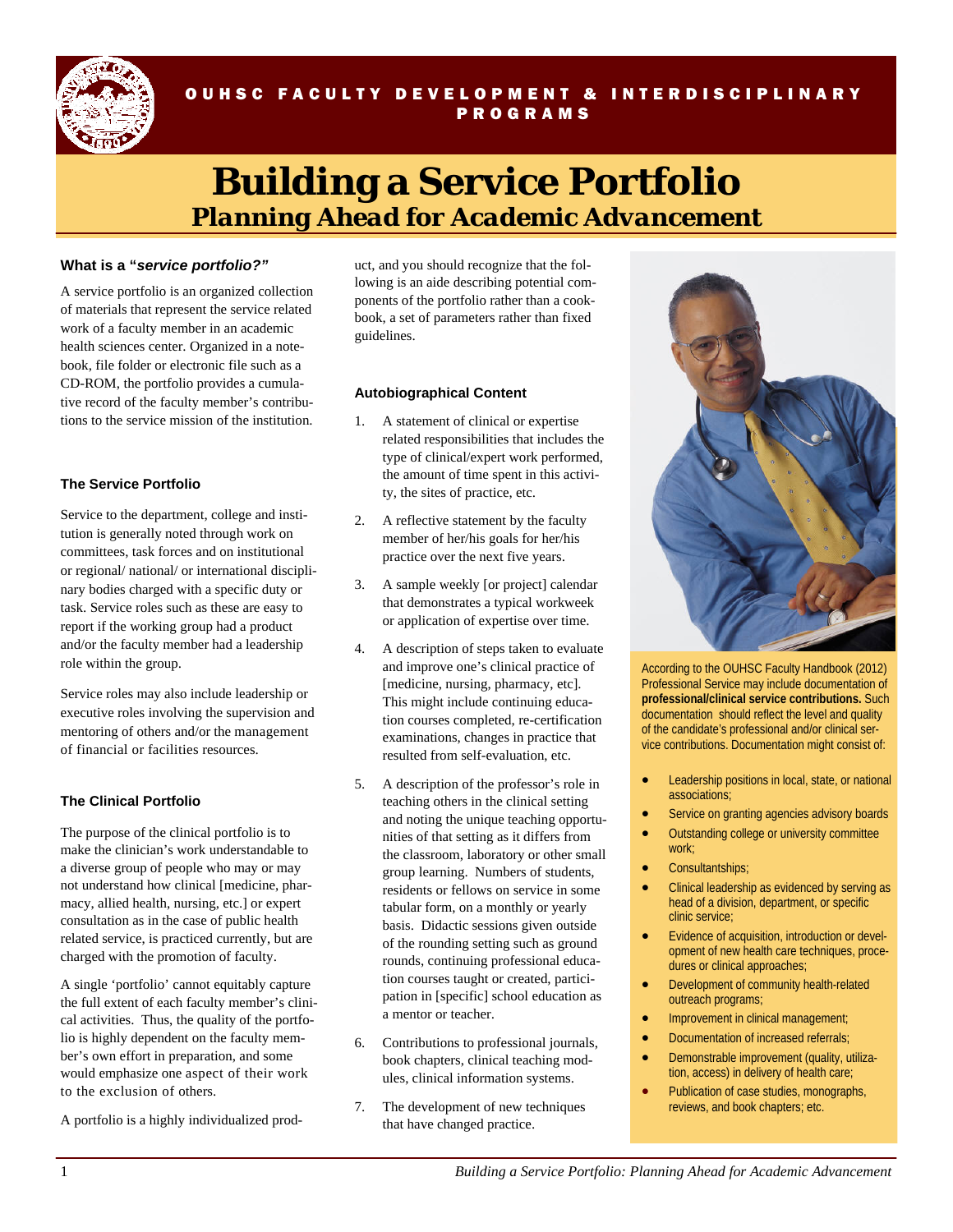OUHSC FACULTY DEVELOPMENT & INTERDISCIPLINARY PROGRAMS

# Building a Service Portfolio

## *Planning Ahead for Academic Advancement*

### What is a "*service portfolio?"*

A service portfolio is an organized collection of materials that represent the service related work of a faculty member in an academic health sciences center. Organized in a notebook, file folder or electronic file such as a CD-ROM, the portfolio provides a cumulative record of the faculty member's contributions to the service mission of the institution.

### The Service Portfolio

Service to the department, college and institution is generally noted through work on committees, task forces and on institutional or regional/ national/ or international disciplinary bodies charged with a specific duty or task. Service roles such as these are easy to report if the working group had a product and/or the faculty member had a leadership role within the group.

Service roles may also include leadership or executive roles involving the supervision and mentoring of others and/or the management of financial or facilities resources.

### The Clinical Portfolio

The purpose of the clinical portfolio is to make the clinician's work understandable to a diverse group of people who may or may not understand how clinical [medicine, pharmacy, allied health, nursing, etc.] or expert consultation as in the case of public health related service, is practiced currently, but are charged with the promotion of faculty.

A single 'portfolio' cannot equitably capture the full extent of each faculty member's clinical activities. Thus, the quality of the portfolio is highly dependent on the faculty member's own effort in preparation, and some would emphasize one aspect of their work to the exclusion of others.

A portfolio is a highly individualized product, and you should recognize that the following is an aide describing potential components of the portfolio rather than a cookbook, a set of parameters rather than fixed guidelines.

### Autobiographical Content

1. A statement of clinical or expertise related responsibilities that includes the type of clinical/expert work performed, the amount of time spent in this activity, the sites of practice, etc.
2. A reflective statement by the faculty member of her/his goals for her/his practice over the next five years.
3. A sample weekly [or project] calendar that demonstrates a typical workweek or application of expertise over time.
4. A description of steps taken to evaluate and improve one's clinical practice of [medicine, nursing, pharmacy, etc]. This might include continuing education courses completed, re-certification examinations, changes in practice that resulted from self-evaluation, etc.
5. A description of the professor's role in teaching others in the clinical setting and noting the unique teaching opportunities of that setting as it differs from the classroom, laboratory or other small group learning. Numbers of students, residents or fellows on service in some tabular form, on a monthly or yearly basis. Didactic sessions given outside of the rounding setting such as ground rounds, continuing professional education courses taught or created, participation in [specific] school education as a mentor or teacher.
6. Contributions to professional journals, book chapters, clinical teaching modules, clinical information systems.
7. The development of new techniques that have changed practice.

According to the OUHSC Faculty Handbook (2012) Professional Service may include documentation of **professional/clinical service contributions.** Such documentation should reflect the level and quality of the candidate's professional and/or clinical service contributions. Documentation might consist of:

- Leadership positions in local, state, or national associations;
- Service on granting agencies advisory boards
- Outstanding college or university committee work;
- Consultantships;
- Clinical leadership as evidenced by serving as head of a division, department, or specific clinic service;
- Evidence of acquisition, introduction or development of new health care techniques, procedures or clinical approaches;
- Development of community health-related outreach programs;
- Improvement in clinical management;
- Documentation of increased referrals;
- Demonstrable improvement (quality, utilization, access) in delivery of health care;
- Publication of case studies, monographs, reviews, and book chapters; etc.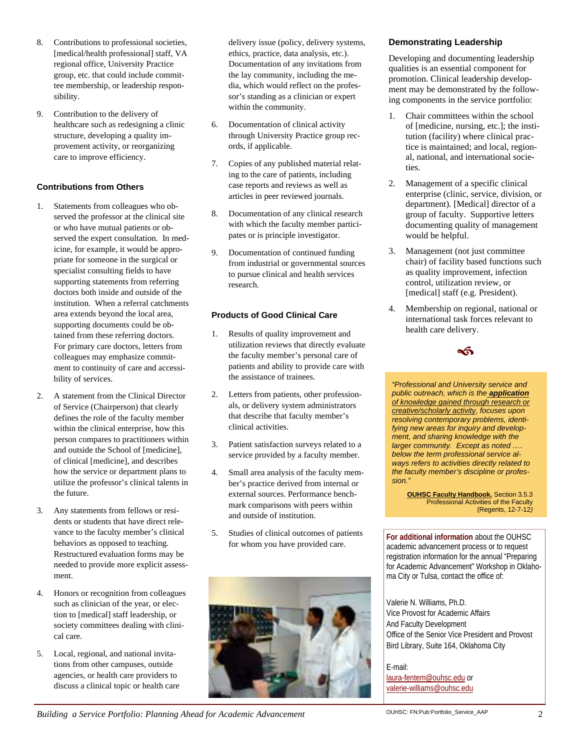8. Contributions to professional societies, [medical/health professional] staff, VA regional office, University Practice group, etc. that could include committee membership, or leadership responsibility.

9. Contribution to the delivery of healthcare such as redesigning a clinic structure, developing a quality improvement activity, or reorganizing care to improve efficiency.

### Contributions from Others

1. Statements from colleagues who observed the professor at the clinical site or who have mutual patients or observed the expert consultation. In medicine, for example, it would be appropriate for someone in the surgical or specialist consulting fields to have supporting statements from referring doctors both inside and outside of the institution. When a referral catchments area extends beyond the local area, supporting documents could be obtained from these referring doctors. For primary care doctors, letters from colleagues may emphasize commitment to continuity of care and accessibility of services.

2. A statement from the Clinical Director of Service (Chairperson) that clearly defines the role of the faculty member within the clinical enterprise, how this person compares to practitioners within and outside the School of [medicine], of clinical [medicine], and describes how the service or department plans to utilize the professor's clinical talents in the future.

3. Any statements from fellows or residents or students that have direct relevance to the faculty member's clinical behaviors as opposed to teaching. Restructured evaluation forms may be needed to provide more explicit assessment.

4. Honors or recognition from colleagues such as clinician of the year, or election to [medical] staff leadership, or society committees dealing with clinical care.

5. Local, regional, and national invitations from other campuses, outside agencies, or health care providers to discuss a clinical topic or health care delivery issue (policy, delivery systems, ethics, practice, data analysis, etc.). Documentation of any invitations from the lay community, including the media, which would reflect on the professor's standing as a clinician or expert within the community.

6. Documentation of clinical activity through University Practice group records, if applicable.

7. Copies of any published material relating to the care of patients, including case reports and reviews as well as articles in peer reviewed journals.

8. Documentation of any clinical research with which the faculty member participates or is principle investigator.

9. Documentation of continued funding from industrial or governmental sources to pursue clinical and health services research.

### Products of Good Clinical Care

1. Results of quality improvement and utilization reviews that directly evaluate the faculty member's personal care of patients and ability to provide care with the assistance of trainees.

2. Letters from patients, other professionals, or delivery system administrators that describe that faculty member's clinical activities.

3. Patient satisfaction surveys related to a service provided by a faculty member.

4. Small area analysis of the faculty member's practice derived from internal or external sources. Performance benchmark comparisons with peers within and outside of institution.

5. Studies of clinical outcomes of patients for whom you have provided care.

### Demonstrating Leadership

Developing and documenting leadership qualities is an essential component for promotion. Clinical leadership development may be demonstrated by the following components in the service portfolio:

1. Chair committees within the school of [medicine, nursing, etc.]; the institution (facility) where clinical practice is maintained; and local, regional, national, and international societies.

2. Management of a specific clinical enterprise (clinic, service, division, or department). [Medical] director of a group of faculty. Supportive letters documenting quality of management would be helpful.

3. Management (not just committee chair) of facility based functions such as quality improvement, infection control, utilization review, or [medical] staff (e.g. President).

4. Membership on regional, national or international task forces relevant to health care delivery.

*"Professional and University service and public outreach, which is the* ***application*** *of knowledge gained through research or creative/scholarly activity, focuses upon resolving contemporary problems, identifying new areas for inquiry and development, and sharing knowledge with the larger community. Except as noted …. below the term professional service always refers to activities directly related to the faculty member's discipline or profession."*

**OUHSC Faculty Handbook.** Section 3.5.3 Professional Activities of the Faculty (Regents, 12-7-12)

**For additional information** about the OUHSC academic advancement process or to request registration information for the annual "Preparing for Academic Advancement" Workshop in Oklahoma City or Tulsa, contact the office of:

Valerie N. Williams, Ph.D.
Vice Provost for Academic Affairs
And Faculty Development
Office of the Senior Vice President and Provost
Bird Library, Suite 164, Oklahoma City

E-mail:
laura-fentem@ouhsc.edu or
valerie-williams@ouhsc.edu